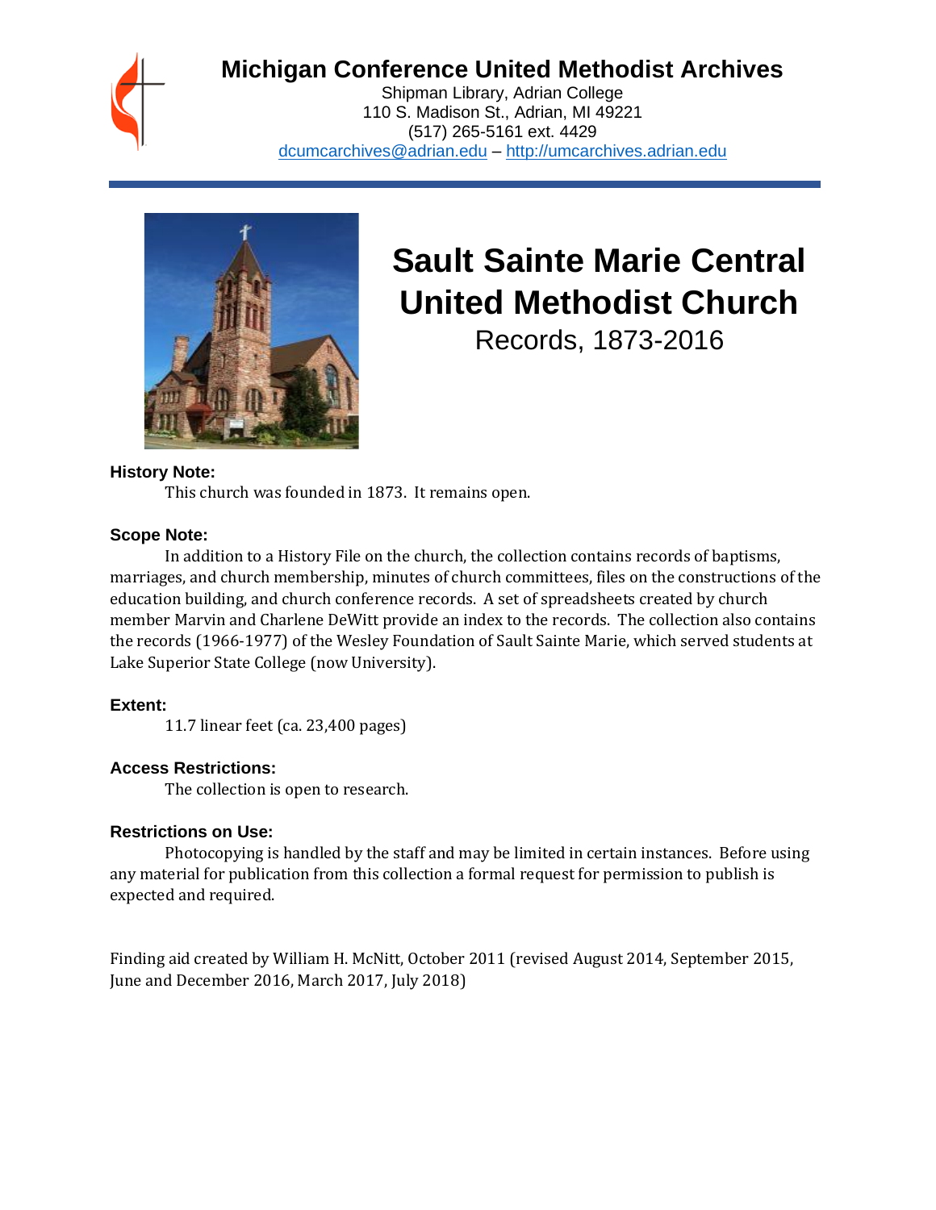# Michigan Conference United Methodist Archives

Shipman Library, Adrian College
110 S. Madison St., Adrian, MI 49221
(517) 265-5161 ext. 4429
dcumcarchives@adrian.edu – http://umcarchives.adrian.edu

# Sault Sainte Marie Central United Methodist Church

## Records, 1873-2016

### History Note:

This church was founded in 1873. It remains open.

### Scope Note:

In addition to a History File on the church, the collection contains records of baptisms, marriages, and church membership, minutes of church committees, files on the constructions of the education building, and church conference records. A set of spreadsheets created by church member Marvin and Charlene DeWitt provide an index to the records. The collection also contains the records (1966-1977) of the Wesley Foundation of Sault Sainte Marie, which served students at Lake Superior State College (now University).

### Extent:

11.7 linear feet (ca. 23,400 pages)

### Access Restrictions:

The collection is open to research.

### Restrictions on Use:

Photocopying is handled by the staff and may be limited in certain instances. Before using any material for publication from this collection a formal request for permission to publish is expected and required.

Finding aid created by William H. McNitt, October 2011 (revised August 2014, September 2015, June and December 2016, March 2017, July 2018)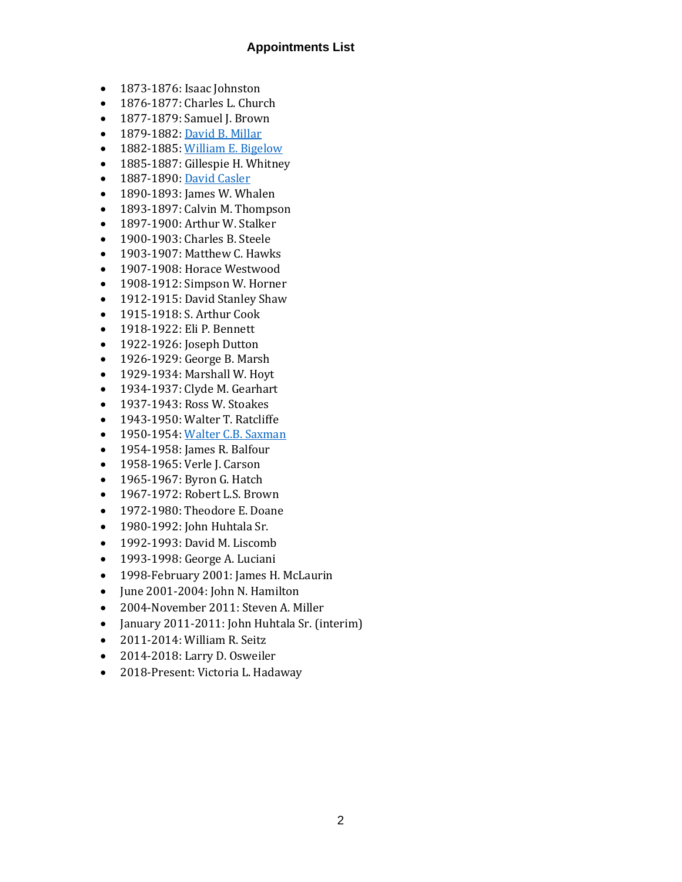# Appointments List

- 1873-1876: Isaac Johnston
- 1876-1877: Charles L. Church
- 1877-1879: Samuel J. Brown
- 1879-1882: David B. Millar
- 1882-1885: William E. Bigelow
- 1885-1887: Gillespie H. Whitney
- 1887-1890: David Casler
- 1890-1893: James W. Whalen
- 1893-1897: Calvin M. Thompson
- 1897-1900: Arthur W. Stalker
- 1900-1903: Charles B. Steele
- 1903-1907: Matthew C. Hawks
- 1907-1908: Horace Westwood
- 1908-1912: Simpson W. Horner
- 1912-1915: David Stanley Shaw
- 1915-1918: S. Arthur Cook
- 1918-1922: Eli P. Bennett
- 1922-1926: Joseph Dutton
- 1926-1929: George B. Marsh
- 1929-1934: Marshall W. Hoyt
- 1934-1937: Clyde M. Gearhart
- 1937-1943: Ross W. Stoakes
- 1943-1950: Walter T. Ratcliffe
- 1950-1954: Walter C.B. Saxman
- 1954-1958: James R. Balfour
- 1958-1965: Verle J. Carson
- 1965-1967: Byron G. Hatch
- 1967-1972: Robert L.S. Brown
- 1972-1980: Theodore E. Doane
- 1980-1992: John Huhtala Sr.
- 1992-1993: David M. Liscomb
- 1993-1998: George A. Luciani
- 1998-February 2001: James H. McLaurin
- June 2001-2004: John N. Hamilton
- 2004-November 2011: Steven A. Miller
- January 2011-2011: John Huhtala Sr. (interim)
- 2011-2014: William R. Seitz
- 2014-2018: Larry D. Osweiler
- 2018-Present: Victoria L. Hadaway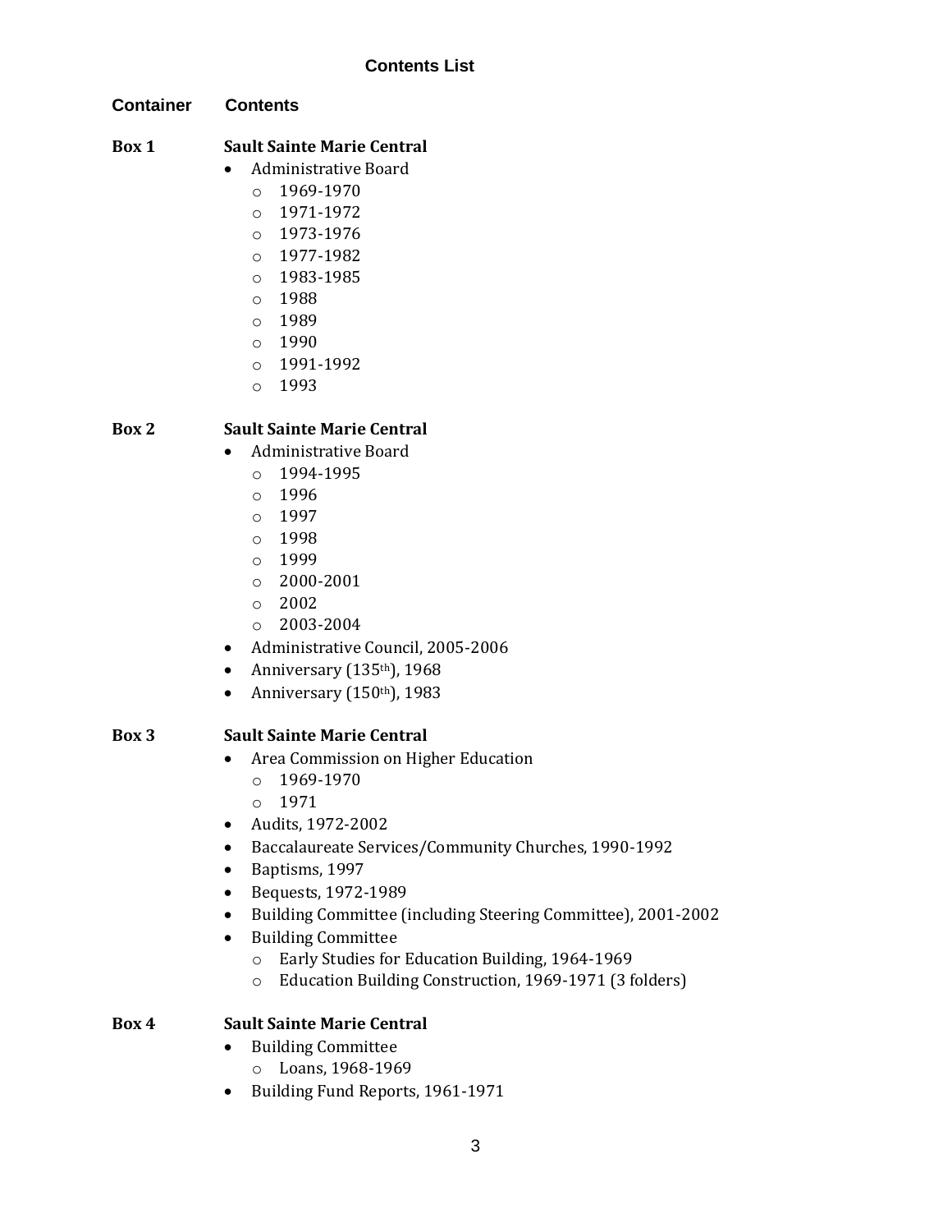## Contents List

| Container | Contents |
| --- | --- |

**Box 1** **Sault Sainte Marie Central**

- Administrative Board
  - 1969-1970
  - 1971-1972
  - 1973-1976
  - 1977-1982
  - 1983-1985
  - 1988
  - 1989
  - 1990
  - 1991-1992
  - 1993

**Box 2** **Sault Sainte Marie Central**

- Administrative Board
  - 1994-1995
  - 1996
  - 1997
  - 1998
  - 1999
  - 2000-2001
  - 2002
  - 2003-2004
- Administrative Council, 2005-2006
- Anniversary (135th), 1968
- Anniversary (150th), 1983

**Box 3** **Sault Sainte Marie Central**

- Area Commission on Higher Education
  - 1969-1970
  - 1971
- Audits, 1972-2002
- Baccalaureate Services/Community Churches, 1990-1992
- Baptisms, 1997
- Bequests, 1972-1989
- Building Committee (including Steering Committee), 2001-2002
- Building Committee
  - Early Studies for Education Building, 1964-1969
  - Education Building Construction, 1969-1971 (3 folders)

**Box 4** **Sault Sainte Marie Central**

- Building Committee
  - Loans, 1968-1969
- Building Fund Reports, 1961-1971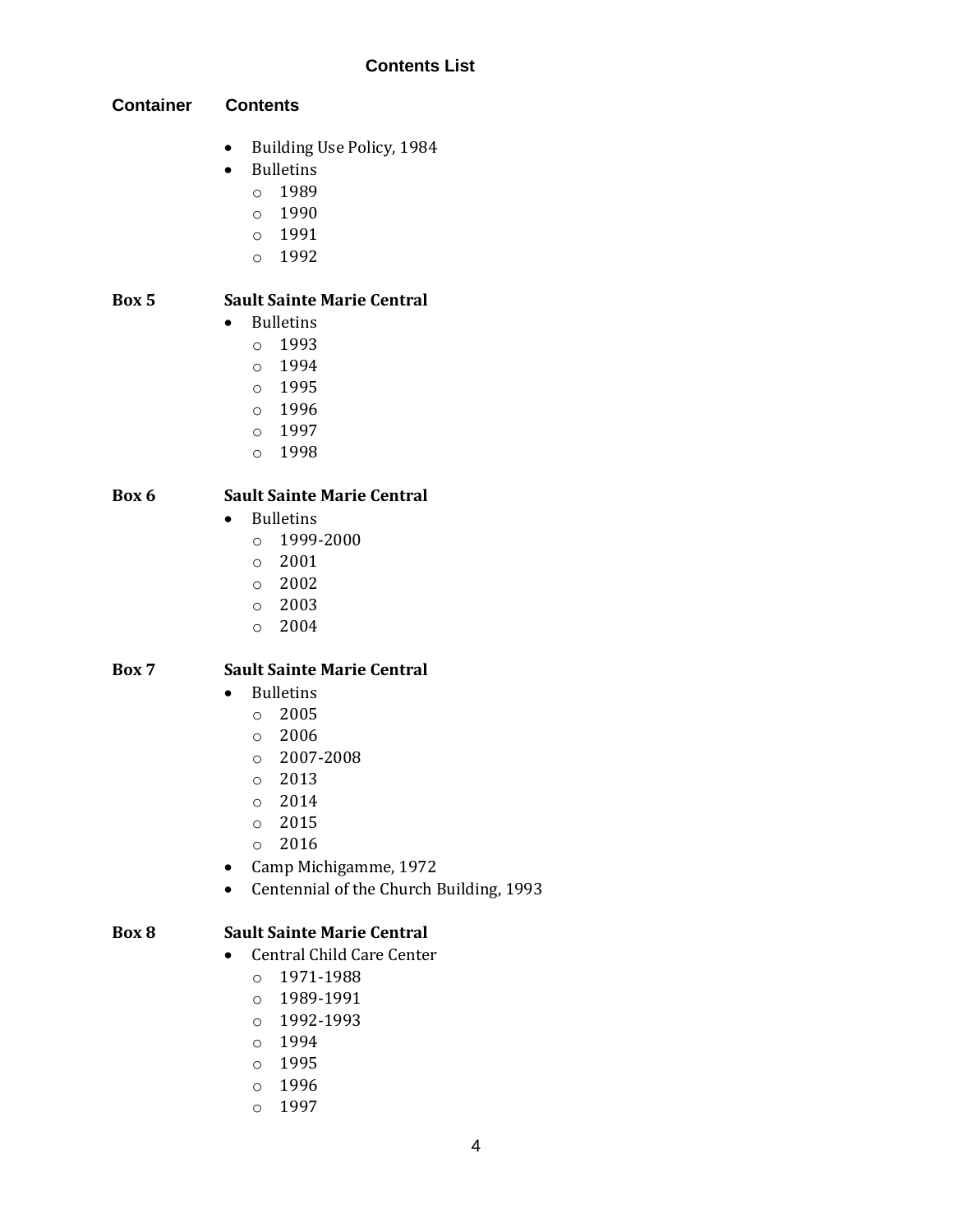## Contents List

**Container** **Contents**

- Building Use Policy, 1984
- Bulletins
  - 1989
  - 1990
  - 1991
  - 1992

**Box 5** **Sault Sainte Marie Central**

- Bulletins
  - 1993
  - 1994
  - 1995
  - 1996
  - 1997
  - 1998

**Box 6** **Sault Sainte Marie Central**

- Bulletins
  - 1999-2000
  - 2001
  - 2002
  - 2003
  - 2004

**Box 7** **Sault Sainte Marie Central**

- Bulletins
  - 2005
  - 2006
  - 2007-2008
  - 2013
  - 2014
  - 2015
  - 2016
- Camp Michigamme, 1972
- Centennial of the Church Building, 1993

**Box 8** **Sault Sainte Marie Central**

- Central Child Care Center
  - 1971-1988
  - 1989-1991
  - 1992-1993
  - 1994
  - 1995
  - 1996
  - 1997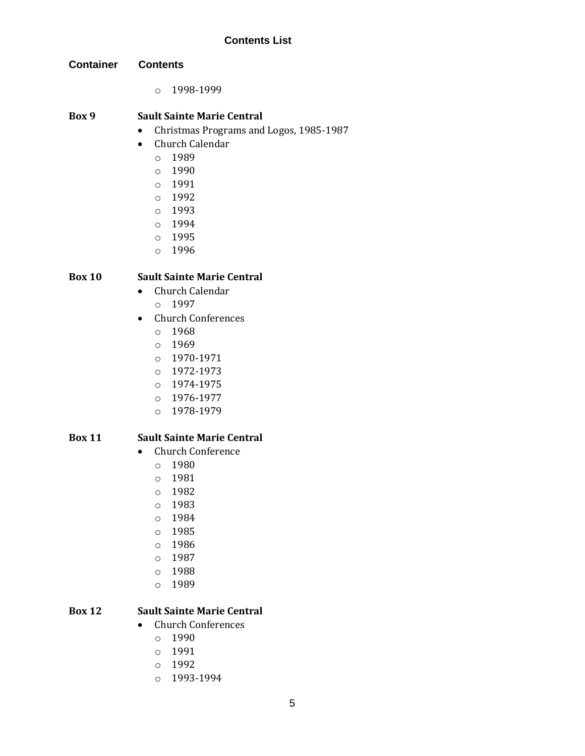**Contents List**

| Container | Contents |
|---|---|
| | ○ 1998-1999 |
| **Box 9** | **Sault Sainte Marie Central**<br>• Christmas Programs and Logos, 1985-1987<br>• Church Calendar<br>○ 1989<br>○ 1990<br>○ 1991<br>○ 1992<br>○ 1993<br>○ 1994<br>○ 1995<br>○ 1996 |
| **Box 10** | **Sault Sainte Marie Central**<br>• Church Calendar<br>○ 1997<br>• Church Conferences<br>○ 1968<br>○ 1969<br>○ 1970-1971<br>○ 1972-1973<br>○ 1974-1975<br>○ 1976-1977<br>○ 1978-1979 |
| **Box 11** | **Sault Sainte Marie Central**<br>• Church Conference<br>○ 1980<br>○ 1981<br>○ 1982<br>○ 1983<br>○ 1984<br>○ 1985<br>○ 1986<br>○ 1987<br>○ 1988<br>○ 1989 |
| **Box 12** | **Sault Sainte Marie Central**<br>• Church Conferences<br>○ 1990<br>○ 1991<br>○ 1992<br>○ 1993-1994 |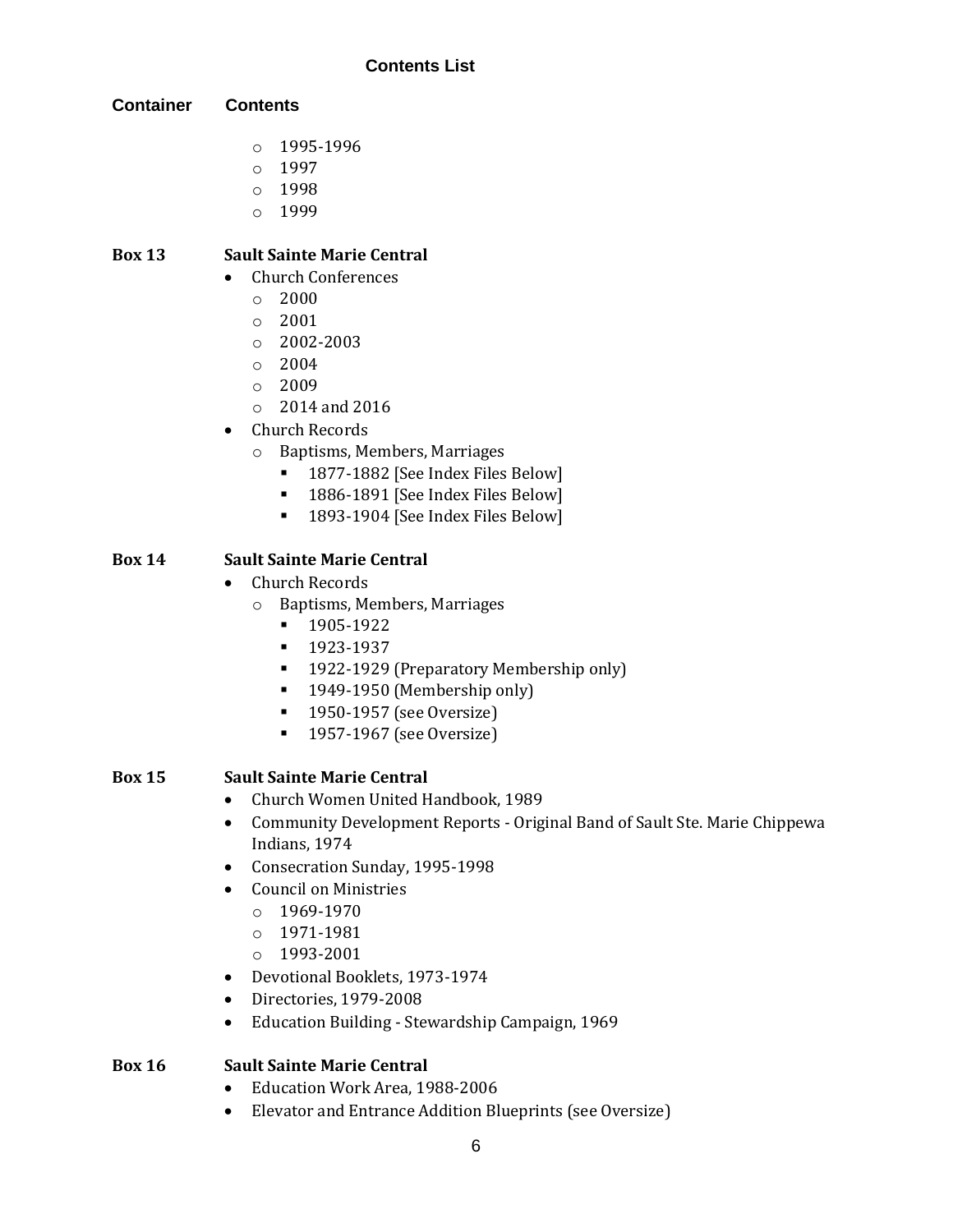**Contents List**

**Container** **Contents**

- 1995-1996
- 1997
- 1998
- 1999

**Box 13** **Sault Sainte Marie Central**

- Church Conferences
  - 2000
  - 2001
  - 2002-2003
  - 2004
  - 2009
  - 2014 and 2016
- Church Records
  - Baptisms, Members, Marriages
    - 1877-1882 [See Index Files Below]
    - 1886-1891 [See Index Files Below]
    - 1893-1904 [See Index Files Below]

**Box 14** **Sault Sainte Marie Central**

- Church Records
  - Baptisms, Members, Marriages
    - 1905-1922
    - 1923-1937
    - 1922-1929 (Preparatory Membership only)
    - 1949-1950 (Membership only)
    - 1950-1957 (see Oversize)
    - 1957-1967 (see Oversize)

**Box 15** **Sault Sainte Marie Central**

- Church Women United Handbook, 1989
- Community Development Reports - Original Band of Sault Ste. Marie Chippewa Indians, 1974
- Consecration Sunday, 1995-1998
- Council on Ministries
  - 1969-1970
  - 1971-1981
  - 1993-2001
- Devotional Booklets, 1973-1974
- Directories, 1979-2008
- Education Building - Stewardship Campaign, 1969

**Box 16** **Sault Sainte Marie Central**

- Education Work Area, 1988-2006
- Elevator and Entrance Addition Blueprints (see Oversize)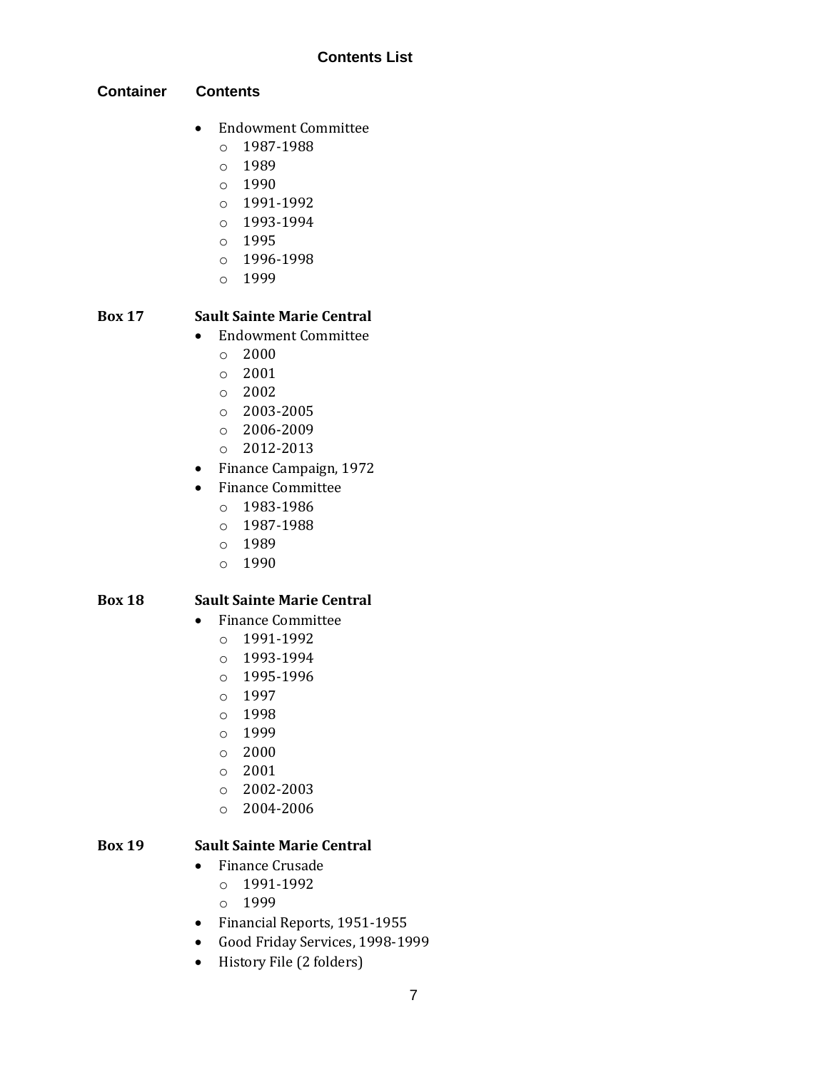## Contents List

| Container | Contents |
|---|---|

- Endowment Committee
  - 1987-1988
  - 1989
  - 1990
  - 1991-1992
  - 1993-1994
  - 1995
  - 1996-1998
  - 1999

**Box 17** **Sault Sainte Marie Central**

- Endowment Committee
  - 2000
  - 2001
  - 2002
  - 2003-2005
  - 2006-2009
  - 2012-2013
- Finance Campaign, 1972
- Finance Committee
  - 1983-1986
  - 1987-1988
  - 1989
  - 1990

**Box 18** **Sault Sainte Marie Central**

- Finance Committee
  - 1991-1992
  - 1993-1994
  - 1995-1996
  - 1997
  - 1998
  - 1999
  - 2000
  - 2001
  - 2002-2003
  - 2004-2006

**Box 19** **Sault Sainte Marie Central**

- Finance Crusade
  - 1991-1992
  - 1999
- Financial Reports, 1951-1955
- Good Friday Services, 1998-1999
- History File (2 folders)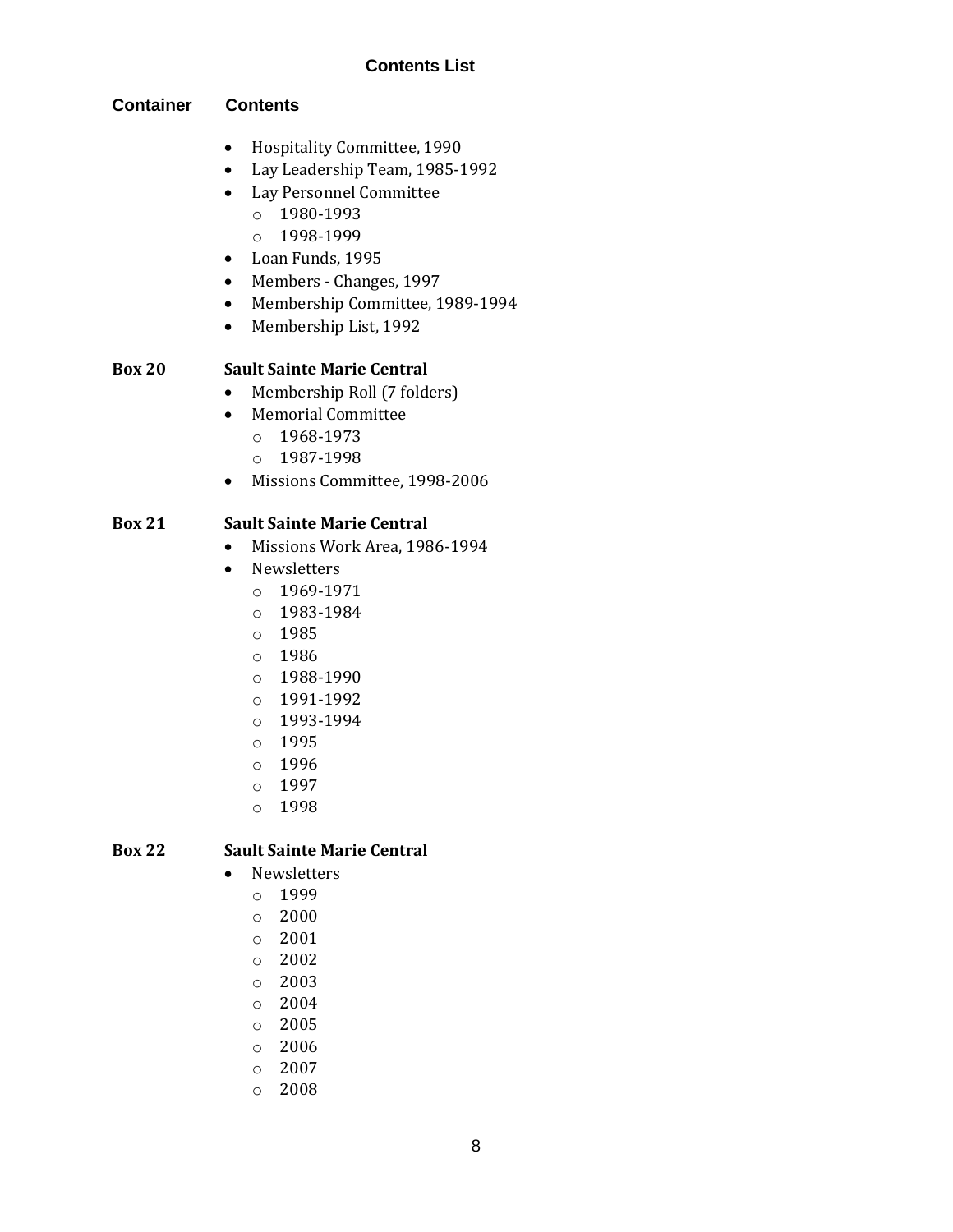**Contents List**

**Container** **Contents**

- Hospitality Committee, 1990
- Lay Leadership Team, 1985-1992
- Lay Personnel Committee
    - 1980-1993
    - 1998-1999
- Loan Funds, 1995
- Members - Changes, 1997
- Membership Committee, 1989-1994
- Membership List, 1992

**Box 20** **Sault Sainte Marie Central**

- Membership Roll (7 folders)
- Memorial Committee
    - 1968-1973
    - 1987-1998
- Missions Committee, 1998-2006

**Box 21** **Sault Sainte Marie Central**

- Missions Work Area, 1986-1994
- Newsletters
    - 1969-1971
    - 1983-1984
    - 1985
    - 1986
    - 1988-1990
    - 1991-1992
    - 1993-1994
    - 1995
    - 1996
    - 1997
    - 1998

**Box 22** **Sault Sainte Marie Central**

- Newsletters
    - 1999
    - 2000
    - 2001
    - 2002
    - 2003
    - 2004
    - 2005
    - 2006
    - 2007
    - 2008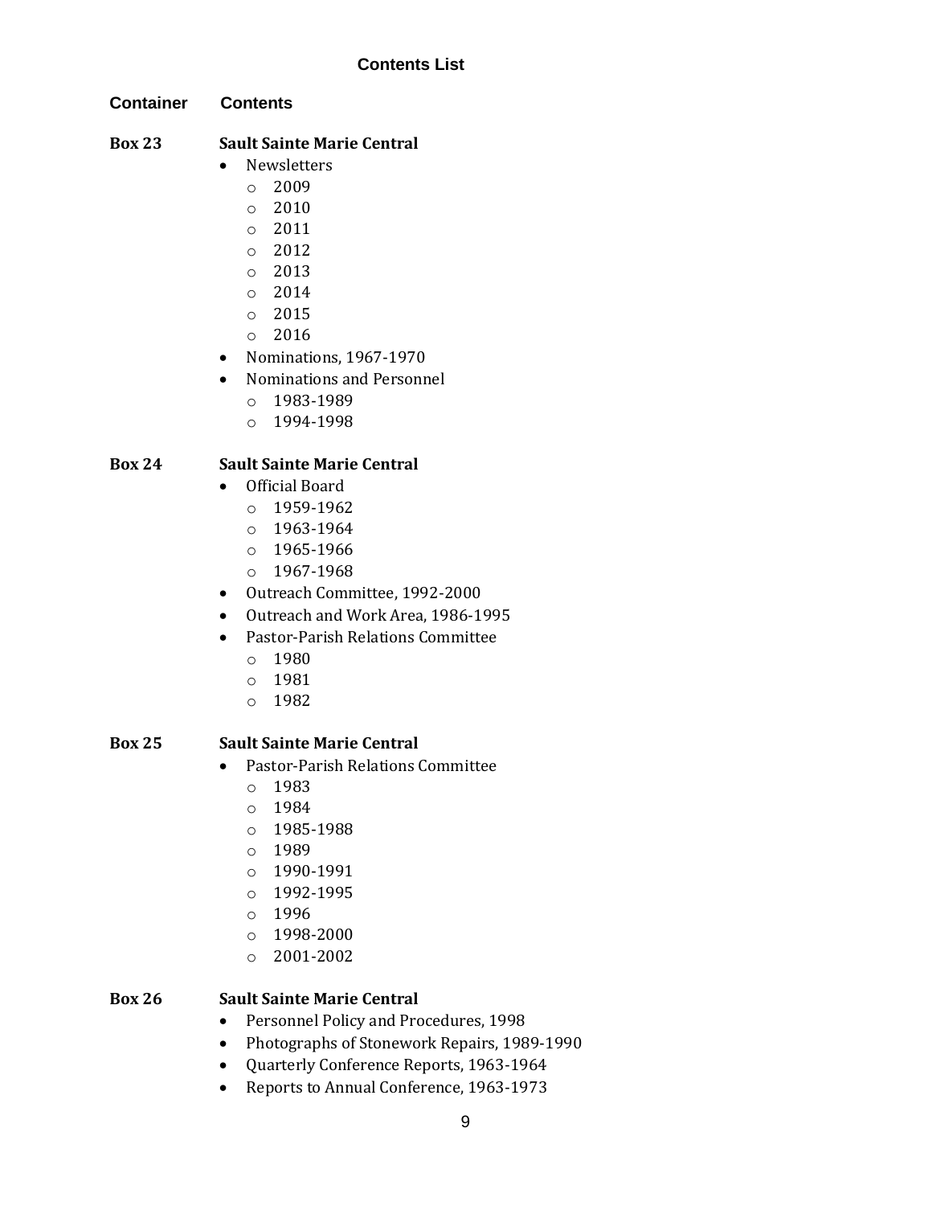## Contents List

| Container | Contents |
| --- | --- |

**Box 23** **Sault Sainte Marie Central**

- Newsletters
  - 2009
  - 2010
  - 2011
  - 2012
  - 2013
  - 2014
  - 2015
  - 2016
- Nominations, 1967-1970
- Nominations and Personnel
  - 1983-1989
  - 1994-1998

**Box 24** **Sault Sainte Marie Central**

- Official Board
  - 1959-1962
  - 1963-1964
  - 1965-1966
  - 1967-1968
- Outreach Committee, 1992-2000
- Outreach and Work Area, 1986-1995
- Pastor-Parish Relations Committee
  - 1980
  - 1981
  - 1982

**Box 25** **Sault Sainte Marie Central**

- Pastor-Parish Relations Committee
  - 1983
  - 1984
  - 1985-1988
  - 1989
  - 1990-1991
  - 1992-1995
  - 1996
  - 1998-2000
  - 2001-2002

**Box 26** **Sault Sainte Marie Central**

- Personnel Policy and Procedures, 1998
- Photographs of Stonework Repairs, 1989-1990
- Quarterly Conference Reports, 1963-1964
- Reports to Annual Conference, 1963-1973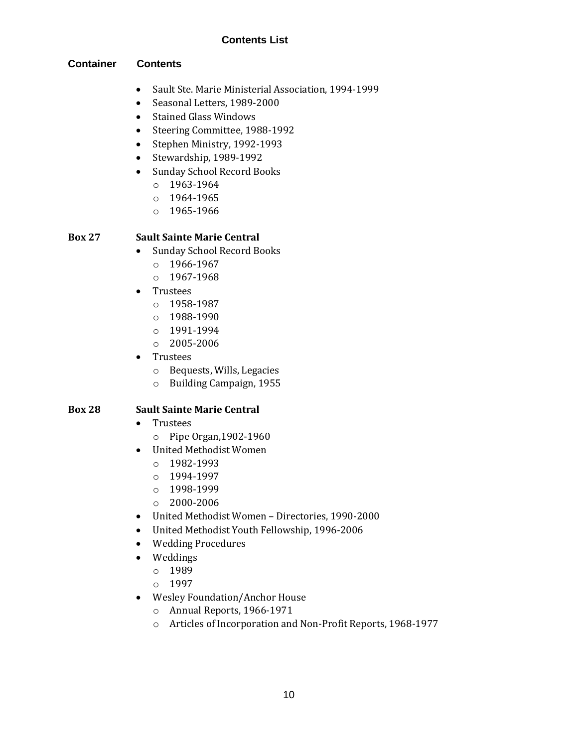## Contents List

**Container** **Contents**

- Sault Ste. Marie Ministerial Association, 1994-1999
- Seasonal Letters, 1989-2000
- Stained Glass Windows
- Steering Committee, 1988-1992
- Stephen Ministry, 1992-1993
- Stewardship, 1989-1992
- Sunday School Record Books
  - 1963-1964
  - 1964-1965
  - 1965-1966

**Box 27** **Sault Sainte Marie Central**

- Sunday School Record Books
  - 1966-1967
  - 1967-1968
- Trustees
  - 1958-1987
  - 1988-1990
  - 1991-1994
  - 2005-2006
- Trustees
  - Bequests, Wills, Legacies
  - Building Campaign, 1955

**Box 28** **Sault Sainte Marie Central**

- Trustees
  - Pipe Organ,1902-1960
- United Methodist Women
  - 1982-1993
  - 1994-1997
  - 1998-1999
  - 2000-2006
- United Methodist Women – Directories, 1990-2000
- United Methodist Youth Fellowship, 1996-2006
- Wedding Procedures
- Weddings
  - 1989
  - 1997
- Wesley Foundation/Anchor House
  - Annual Reports, 1966-1971
  - Articles of Incorporation and Non-Profit Reports, 1968-1977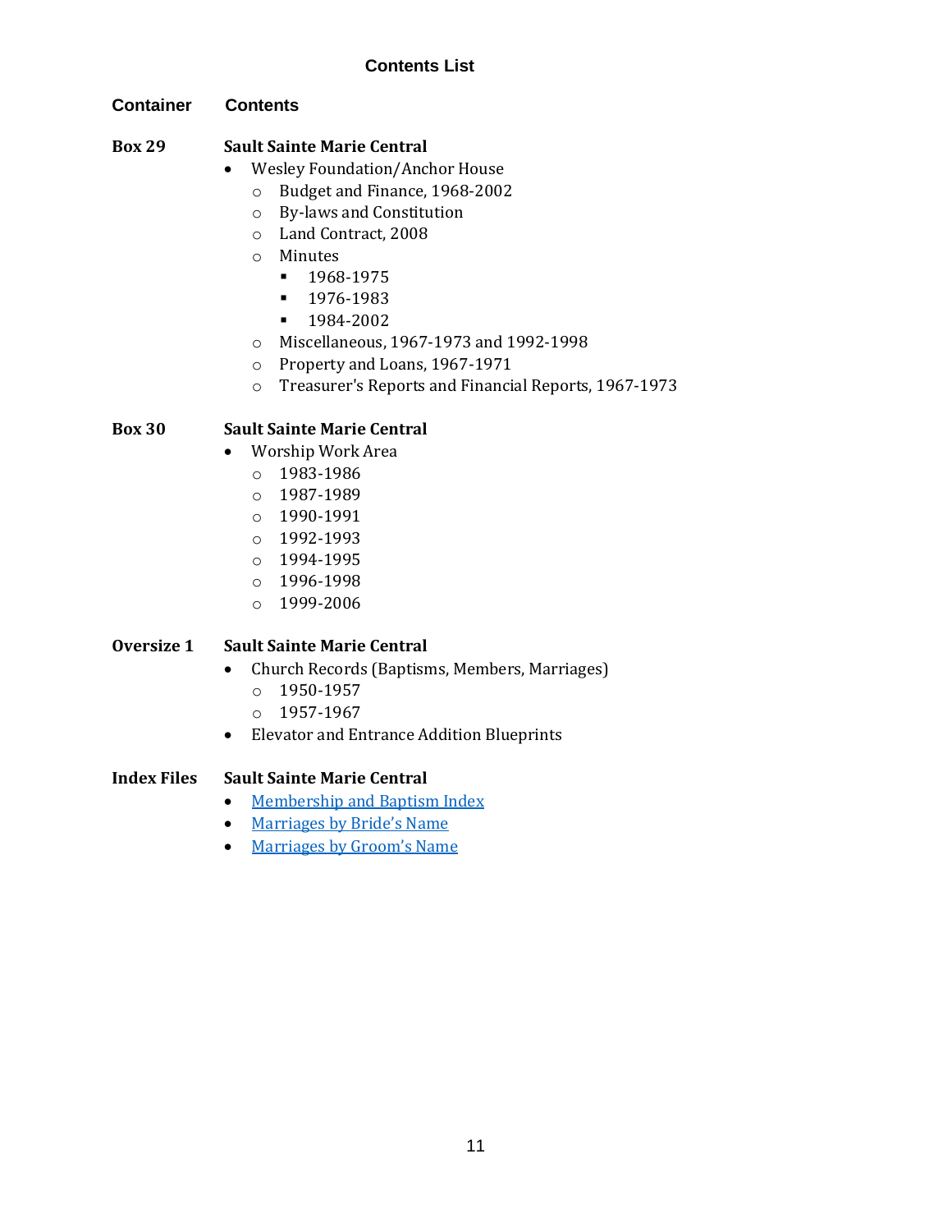## Contents List

| Container | Contents |
|---|---|
| **Box 29** | **Sault Sainte Marie Central**<br>• Wesley Foundation/Anchor House<br>  ○ Budget and Finance, 1968-2002<br>  ○ By-laws and Constitution<br>  ○ Land Contract, 2008<br>  ○ Minutes<br>    ▪ 1968-1975<br>    ▪ 1976-1983<br>    ▪ 1984-2002<br>  ○ Miscellaneous, 1967-1973 and 1992-1998<br>  ○ Property and Loans, 1967-1971<br>  ○ Treasurer's Reports and Financial Reports, 1967-1973 |
| **Box 30** | **Sault Sainte Marie Central**<br>• Worship Work Area<br>  ○ 1983-1986<br>  ○ 1987-1989<br>  ○ 1990-1991<br>  ○ 1992-1993<br>  ○ 1994-1995<br>  ○ 1996-1998<br>  ○ 1999-2006 |
| **Oversize 1** | **Sault Sainte Marie Central**<br>• Church Records (Baptisms, Members, Marriages)<br>  ○ 1950-1957<br>  ○ 1957-1967<br>• Elevator and Entrance Addition Blueprints |
| **Index Files** | **Sault Sainte Marie Central**<br>• Membership and Baptism Index<br>• Marriages by Bride's Name<br>• Marriages by Groom's Name |